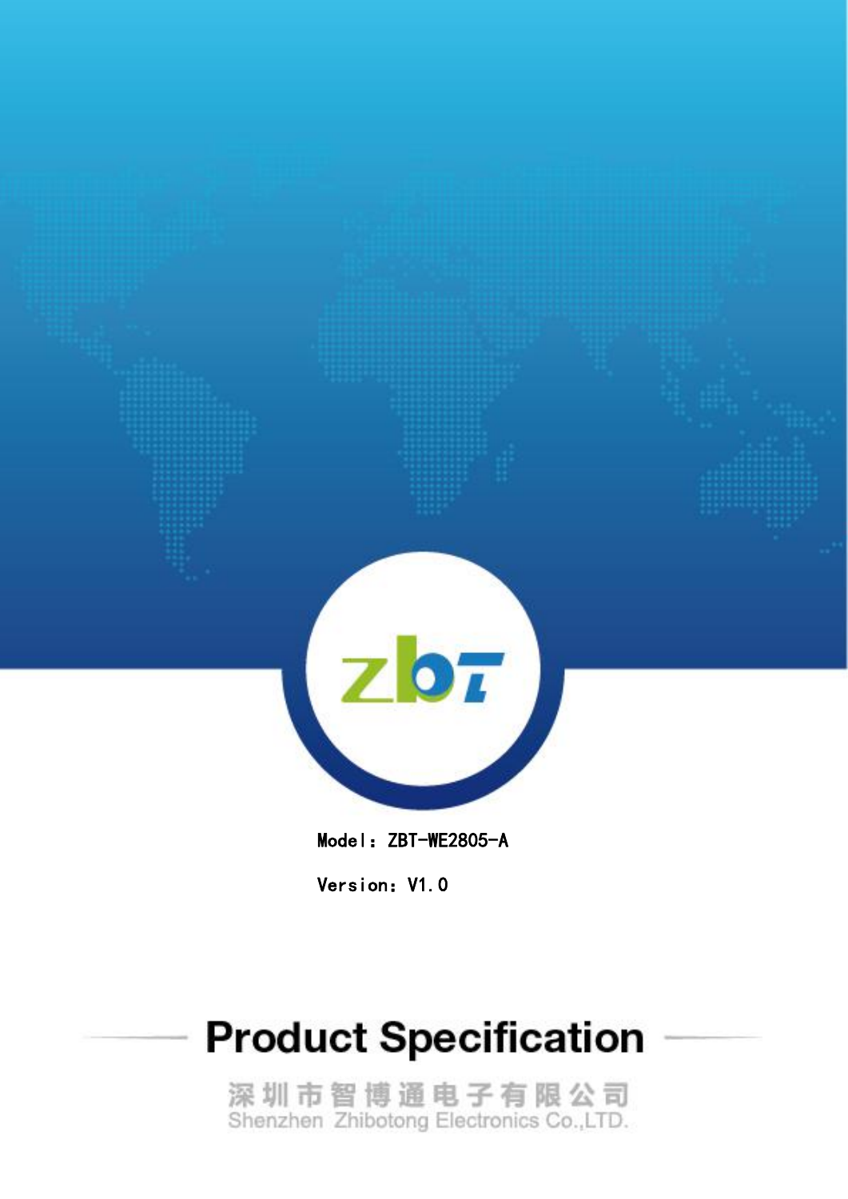Model：ZBT-WE2805-A

Version：V1.0

# Product Specification

深圳市智博通电子有限公司
Shenzhen Zhibotong Electronics Co.,LTD.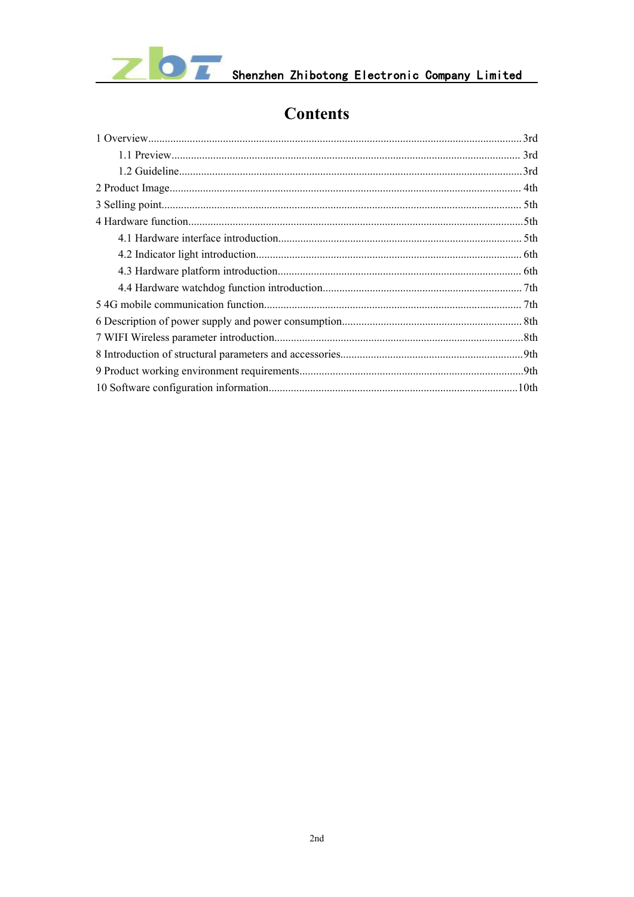# Contents

1 Overview......................................................................................................................................3rd

    1.1 Preview............................................................................................................................. 3rd

    1.2 Guideline...........................................................................................................................3rd

2 Product Image............................................................................................................................. 4th

3 Selling point................................................................................................................................ 5th

4 Hardware function........................................................................................................................5th

    4.1 Hardware interface introduction....................................................................................... 5th

    4.2 Indicator light introduction............................................................................................... 6th

    4.3 Hardware platform introduction....................................................................................... 6th

    4.4 Hardware watchdog function introduction....................................................................... 7th

5 4G mobile communication function............................................................................................ 7th

6 Description of power supply and power consumption................................................................ 8th

7 WIFI Wireless parameter introduction.........................................................................................8th

8 Introduction of structural parameters and accessories.................................................................9th

9 Product working environment requirements................................................................................9th

10 Software configuration information.........................................................................................10th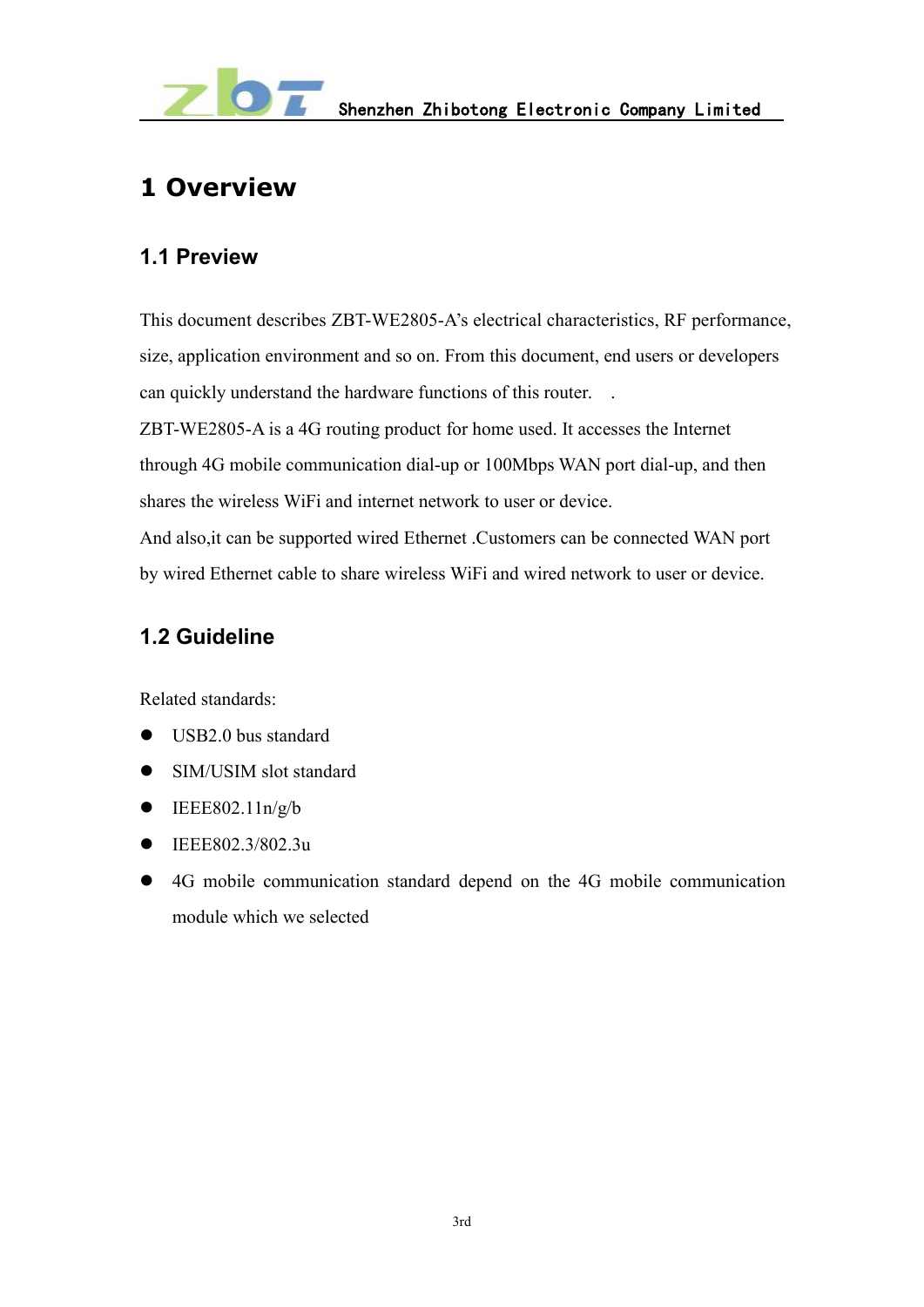# 1 Overview

## 1.1 Preview

This document describes ZBT-WE2805-A's electrical characteristics, RF performance, size, application environment and so on. From this document, end users or developers can quickly understand the hardware functions of this router.　.

ZBT-WE2805-A is a 4G routing product for home used. It accesses the Internet through 4G mobile communication dial-up or 100Mbps WAN port dial-up, and then shares the wireless WiFi and internet network to user or device.

And also,it can be supported wired Ethernet .Customers can be connected WAN port by wired Ethernet cable to share wireless WiFi and wired network to user or device.

## 1.2 Guideline

Related standards:

- USB2.0 bus standard
- SIM/USIM slot standard
- IEEE802.11n/g/b
- IEEE802.3/802.3u
- 4G mobile communication standard depend on the 4G mobile communication module which we selected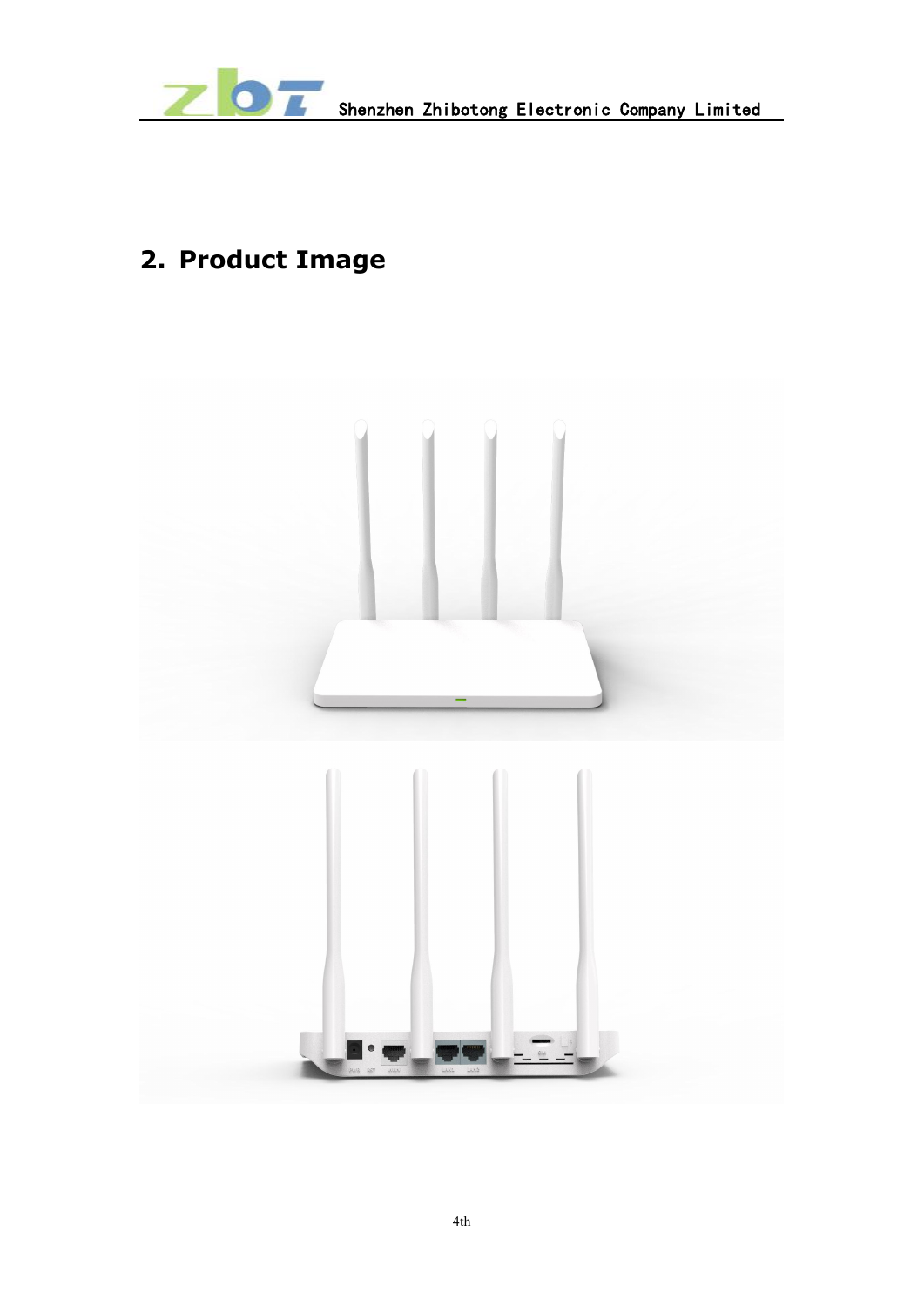## 2. Product Image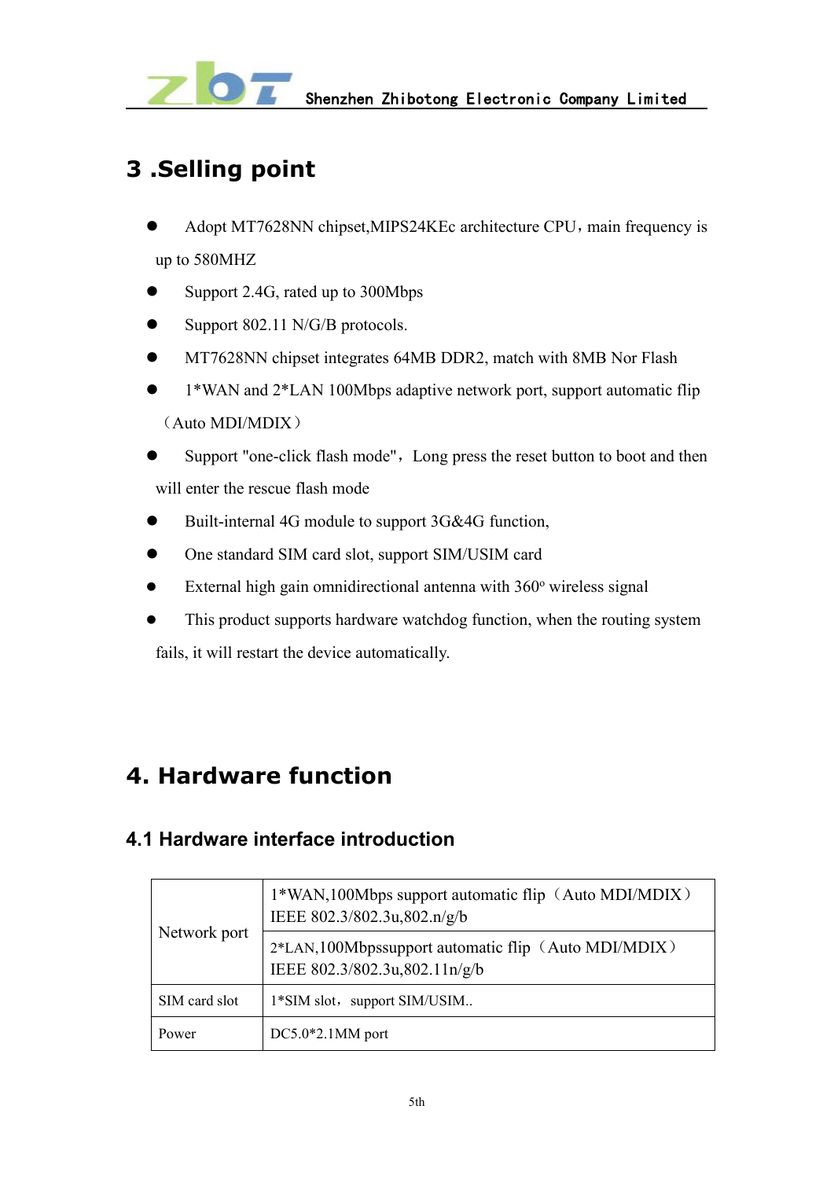# 3 .Selling point

- Adopt MT7628NN chipset,MIPS24KEc architecture CPU，main frequency is up to 580MHZ
- Support 2.4G, rated up to 300Mbps
- Support 802.11 N/G/B protocols.
- MT7628NN chipset integrates 64MB DDR2, match with 8MB Nor Flash
- 1*WAN and 2*LAN 100Mbps adaptive network port, support automatic flip （Auto MDI/MDIX）
- Support "one-click flash mode"，Long press the reset button to boot and then will enter the rescue flash mode
- Built-internal 4G module to support 3G&4G function,
- One standard SIM card slot, support SIM/USIM card
- External high gain omnidirectional antenna with 360º wireless signal
- This product supports hardware watchdog function, when the routing system fails, it will restart the device automatically.

# 4. Hardware function

## 4.1 Hardware interface introduction

| | |
|---|---|
| Network port | 1*WAN,100Mbps support automatic flip（Auto MDI/MDIX） IEEE 802.3/802.3u,802.n/g/b |
| | 2*LAN,100Mbpssupport automatic flip（Auto MDI/MDIX） IEEE 802.3/802.3u,802.11n/g/b |
| SIM card slot | 1*SIM slot，support SIM/USIM.. |
| Power | DC5.0*2.1MM port |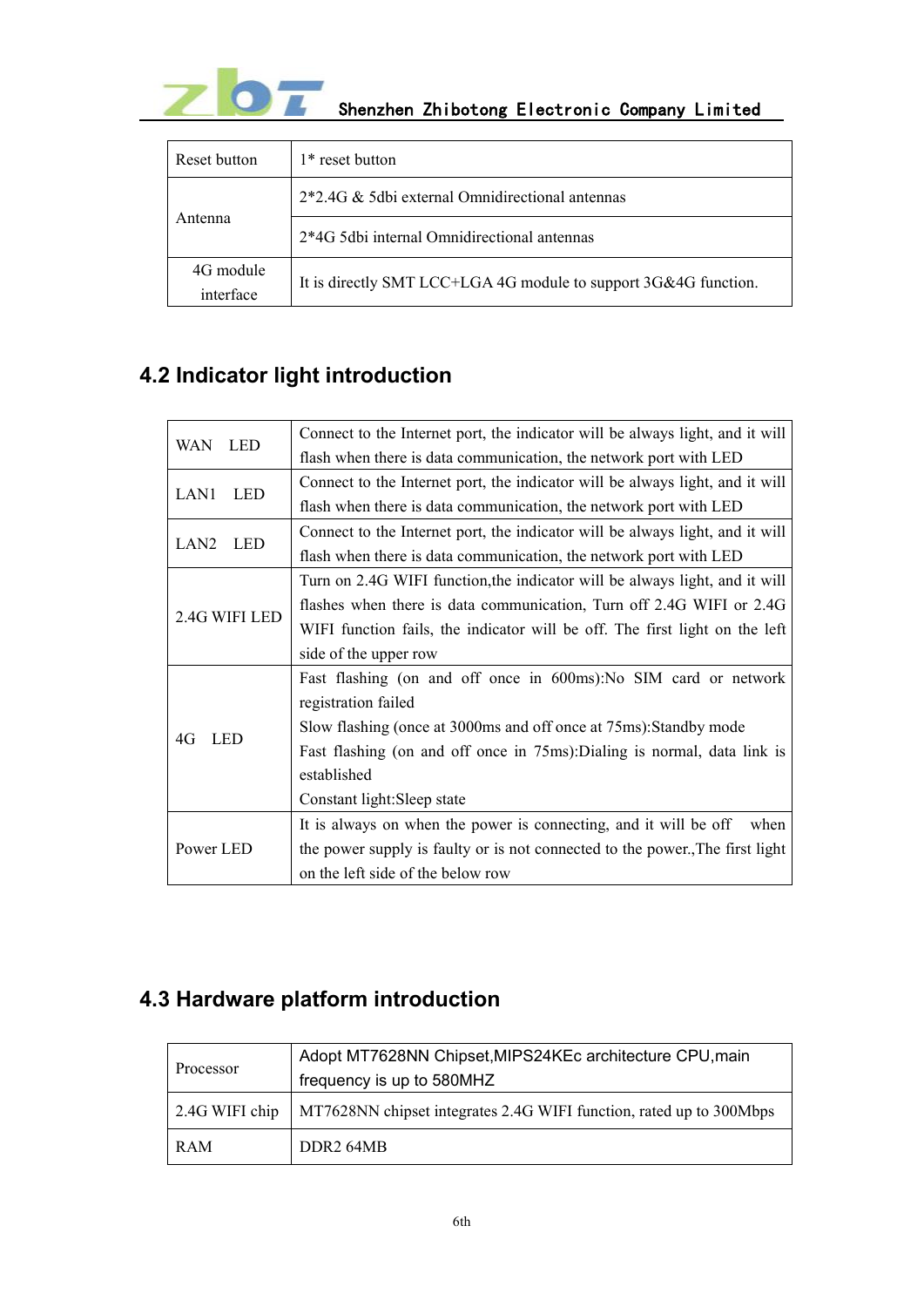| | |
|---|---|
| Reset button | 1* reset button |
| Antenna | 2*2.4G & 5dbi external Omnidirectional antennas |
| | 2*4G 5dbi internal Omnidirectional antennas |
| 4G module interface | It is directly SMT LCC+LGA 4G module to support 3G&4G function. |

## 4.2 Indicator light introduction

| | |
|---|---|
| WAN LED | Connect to the Internet port, the indicator will be always light, and it will flash when there is data communication, the network port with LED |
| LAN1 LED | Connect to the Internet port, the indicator will be always light, and it will flash when there is data communication, the network port with LED |
| LAN2 LED | Connect to the Internet port, the indicator will be always light, and it will flash when there is data communication, the network port with LED |
| 2.4G WIFI LED | Turn on 2.4G WIFI function,the indicator will be always light, and it will flashes when there is data communication, Turn off 2.4G WIFI or 2.4G WIFI function fails, the indicator will be off. The first light on the left side of the upper row |
| 4G LED | Fast flashing (on and off once in 600ms):No SIM card or network registration failed<br>Slow flashing (once at 3000ms and off once at 75ms):Standby mode<br>Fast flashing (on and off once in 75ms):Dialing is normal, data link is established<br>Constant light:Sleep state |
| Power LED | It is always on when the power is connecting, and it will be off when the power supply is faulty or is not connected to the power.,The first light on the left side of the below row |

## 4.3 Hardware platform introduction

| | |
|---|---|
| Processor | Adopt MT7628NN Chipset,MIPS24KEc architecture CPU,main frequency is up to 580MHZ |
| 2.4G WIFI chip | MT7628NN chipset integrates 2.4G WIFI function, rated up to 300Mbps |
| RAM | DDR2 64MB |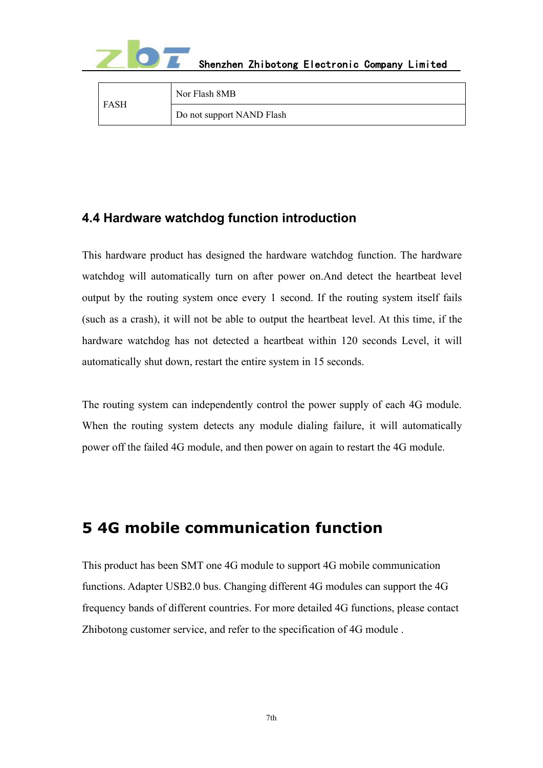| FASH | Nor Flash 8MB |
| --- | --- |
| | Do not support NAND Flash |

### 4.4 Hardware watchdog function introduction

This hardware product has designed the hardware watchdog function. The hardware watchdog will automatically turn on after power on.And detect the heartbeat level output by the routing system once every 1 second. If the routing system itself fails (such as a crash), it will not be able to output the heartbeat level. At this time, if the hardware watchdog has not detected a heartbeat within 120 seconds Level, it will automatically shut down, restart the entire system in 15 seconds.

The routing system can independently control the power supply of each 4G module. When the routing system detects any module dialing failure, it will automatically power off the failed 4G module, and then power on again to restart the 4G module.

# 5 4G mobile communication function

This product has been SMT one 4G module to support 4G mobile communication functions. Adapter USB2.0 bus. Changing different 4G modules can support the 4G frequency bands of different countries. For more detailed 4G functions, please contact Zhibotong customer service, and refer to the specification of 4G module .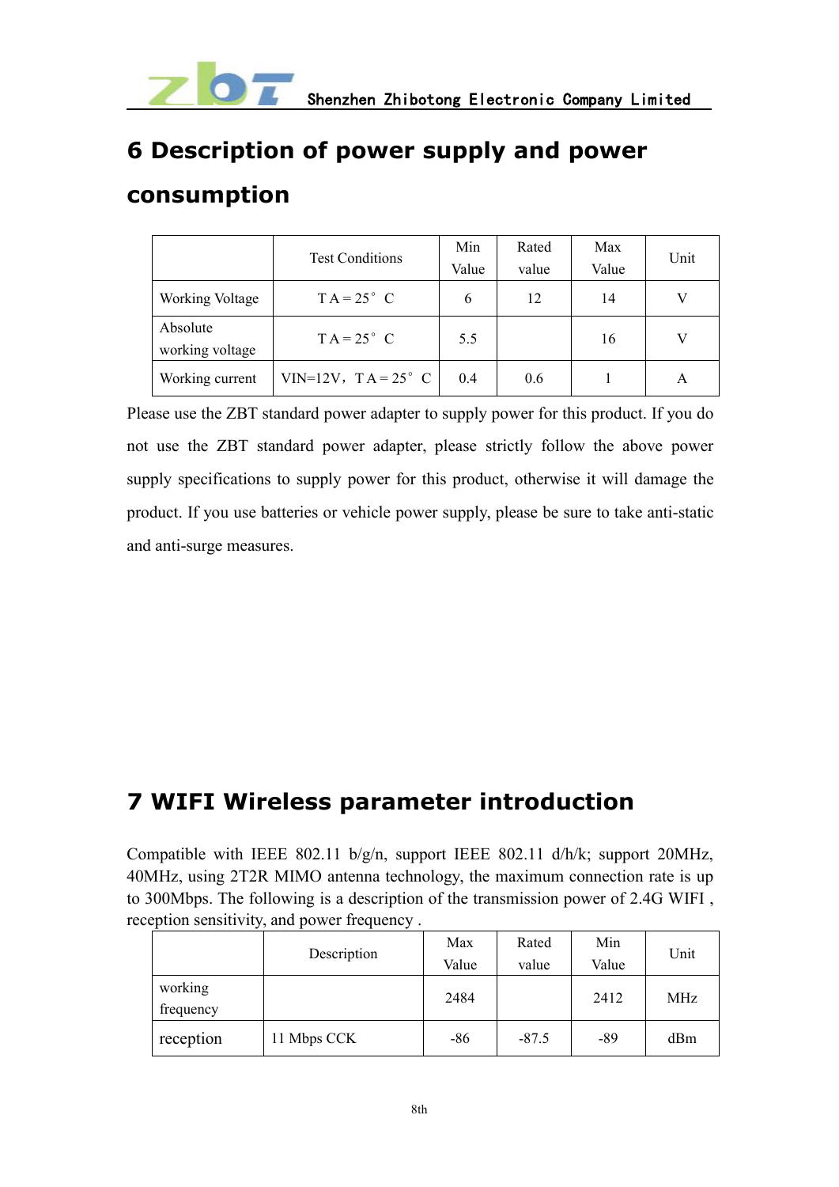# 6 Description of power supply and power consumption

| | Test Conditions | Min Value | Rated value | Max Value | Unit |
|---|---|---|---|---|---|
| Working Voltage | T A = 25° C | 6 | 12 | 14 | V |
| Absolute working voltage | T A = 25° C | 5.5 | | 16 | V |
| Working current | VIN=12V，T A = 25° C | 0.4 | 0.6 | 1 | A |

Please use the ZBT standard power adapter to supply power for this product. If you do not use the ZBT standard power adapter, please strictly follow the above power supply specifications to supply power for this product, otherwise it will damage the product. If you use batteries or vehicle power supply, please be sure to take anti-static and anti-surge measures.

# 7 WIFI Wireless parameter introduction

Compatible with IEEE 802.11 b/g/n, support IEEE 802.11 d/h/k; support 20MHz, 40MHz, using 2T2R MIMO antenna technology, the maximum connection rate is up to 300Mbps. The following is a description of the transmission power of 2.4G WIFI , reception sensitivity, and power frequency .

| | Description | Max Value | Rated value | Min Value | Unit |
|---|---|---|---|---|---|
| working frequency | | 2484 | | 2412 | MHz |
| reception | 11 Mbps CCK | -86 | -87.5 | -89 | dBm |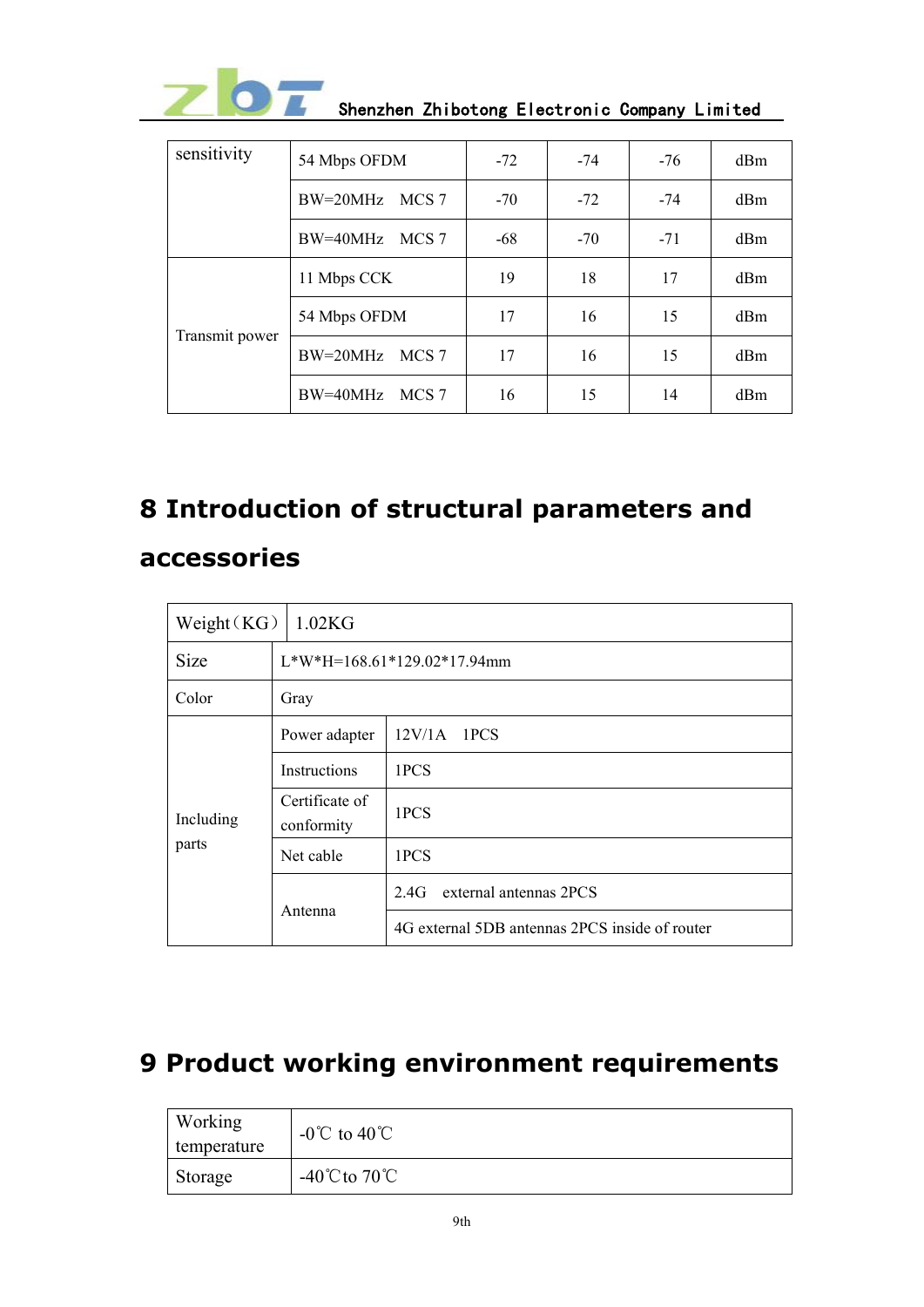| sensitivity | 54 Mbps OFDM | -72 | -74 | -76 | dBm |
|---|---|---|---|---|---|
| | BW=20MHz　MCS 7 | -70 | -72 | -74 | dBm |
| | BW=40MHz　MCS 7 | -68 | -70 | -71 | dBm |
| Transmit power | 11 Mbps CCK | 19 | 18 | 17 | dBm |
| | 54 Mbps OFDM | 17 | 16 | 15 | dBm |
| | BW=20MHz　MCS 7 | 17 | 16 | 15 | dBm |
| | BW=40MHz　MCS 7 | 16 | 15 | 14 | dBm |

# 8 Introduction of structural parameters and accessories

| Weight（KG） | 1.02KG | |
|---|---|---|
| Size | L*W*H=168.61*129.02*17.94mm | |
| Color | Gray | |
| Including parts | Power adapter | 12V/1A　1PCS |
| | Instructions | 1PCS |
| | Certificate of conformity | 1PCS |
| | Net cable | 1PCS |
| | Antenna | 2.4G　external antennas 2PCS |
| | | 4G external 5DB antennas 2PCS inside of router |

# 9 Product working environment requirements

| Working temperature | -0℃ to 40℃ |
|---|---|
| Storage | -40℃to 70℃ |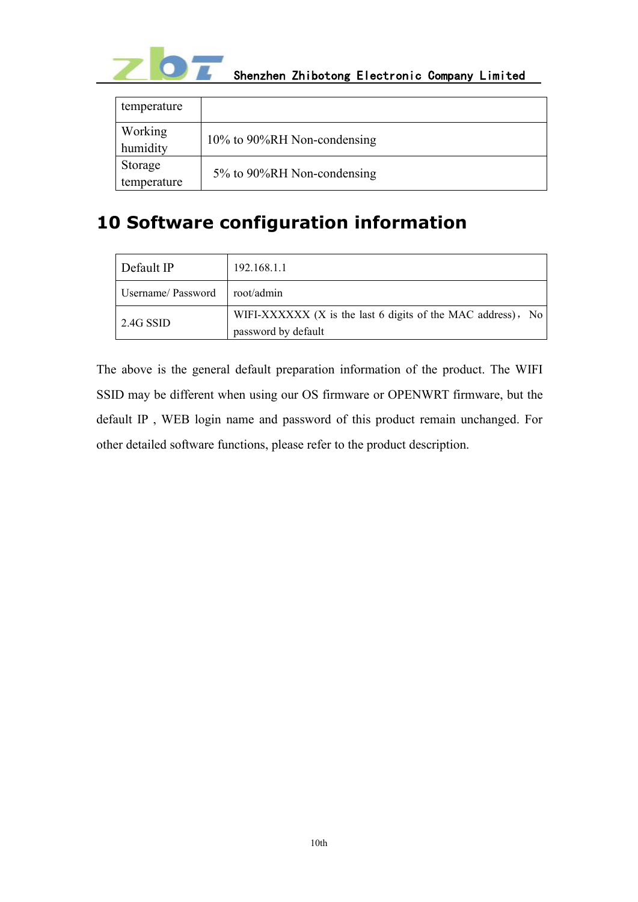| | |
|---|---|
| temperature | |
| Working humidity | 10% to 90%RH Non-condensing |
| Storage temperature | 5% to 90%RH Non-condensing |

# 10 Software configuration information

| | |
|---|---|
| Default IP | 192.168.1.1 |
| Username/ Password | root/admin |
| 2.4G SSID | WIFI-XXXXXX (X is the last 6 digits of the MAC address)， No password by default |

The above is the general default preparation information of the product. The WIFI SSID may be different when using our OS firmware or OPENWRT firmware, but the default IP , WEB login name and password of this product remain unchanged. For other detailed software functions, please refer to the product description.